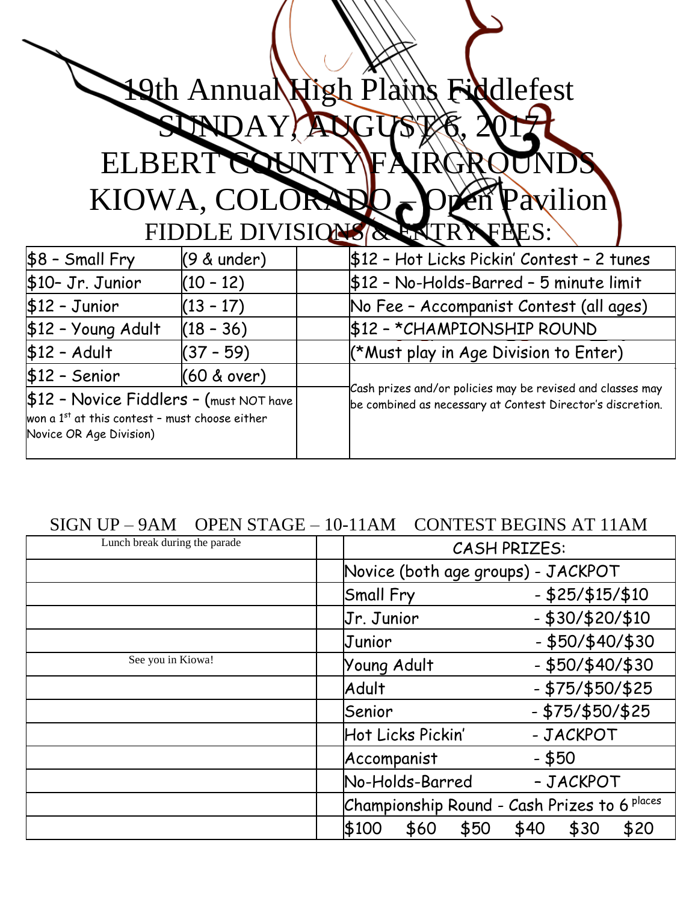# 19th Annual High Plains Fiddlefest

# SUNDAY, AUGUST 6, 2017

# ELBERT COUNTY FAIRGROUNDS

# KIOWA, COLORADO – Open Pavilion

## FIDDLE DIVISIONS & ENTRY FEES:

| | | | |
|---|---|---|---|
| $8 – Small Fry | (9 & under) | | $12 – Hot Licks Pickin' Contest – 2 tunes |
| $10– Jr. Junior | (10 – 12) | | $12 – No-Holds-Barred – 5 minute limit |
| $12 – Junior | (13 – 17) | | No Fee – Accompanist Contest (all ages) |
| $12 – Young Adult | (18 – 36) | | $12 – *CHAMPIONSHIP ROUND |
| $12 – Adult | (37 – 59) | | (*Must play in Age Division to Enter) |
| $12 – Senior | (60 & over) | | Cash prizes and/or policies may be revised and classes may be combined as necessary at Contest Director's discretion. |
| $12 – Novice Fiddlers – (must NOT have won a 1st at this contest – must choose either Novice OR Age Division) | | | |

SIGN UP – 9AM  OPEN STAGE – 10-11AM  CONTEST BEGINS AT 11AM

| | | CASH PRIZES: | |
|---|---|---|---|
| Lunch break during the parade | | Novice (both age groups) - JACKPOT | |
| | | Small Fry | - $25/$15/$10 |
| | | Jr. Junior | - $30/$20/$10 |
| | | Junior | - $50/$40/$30 |
| See you in Kiowa! | | Young Adult | - $50/$40/$30 |
| | | Adult | - $75/$50/$25 |
| | | Senior | - $75/$50/$25 |
| | | Hot Licks Pickin' | - JACKPOT |
| | | Accompanist | - $50 |
| | | No-Holds-Barred | - JACKPOT |
| | | Championship Round - Cash Prizes to 6 places | |
| | | $100 $60 $50 $40 $30 $20 | |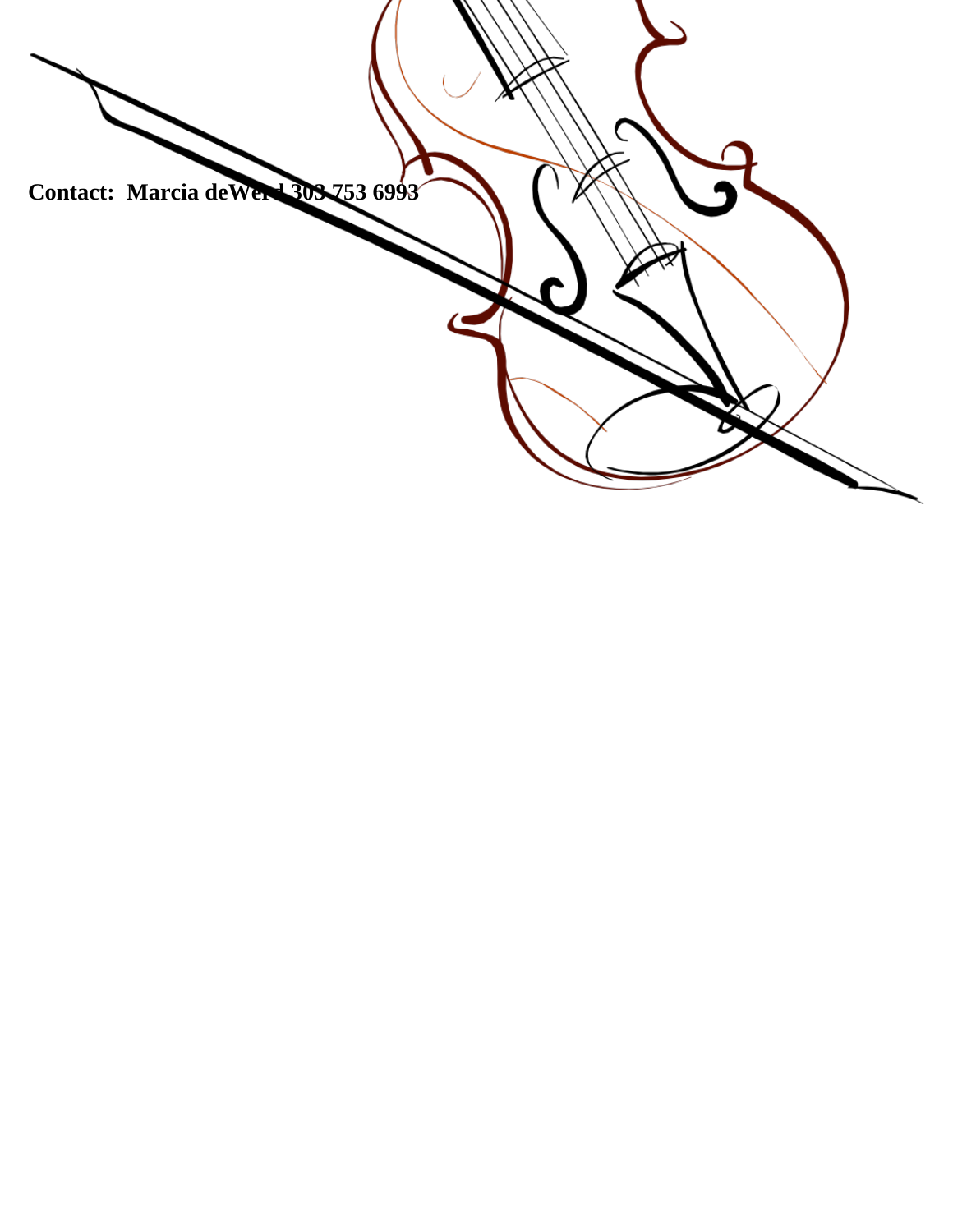**Contact: Marcia deWerd 303 753 6993**